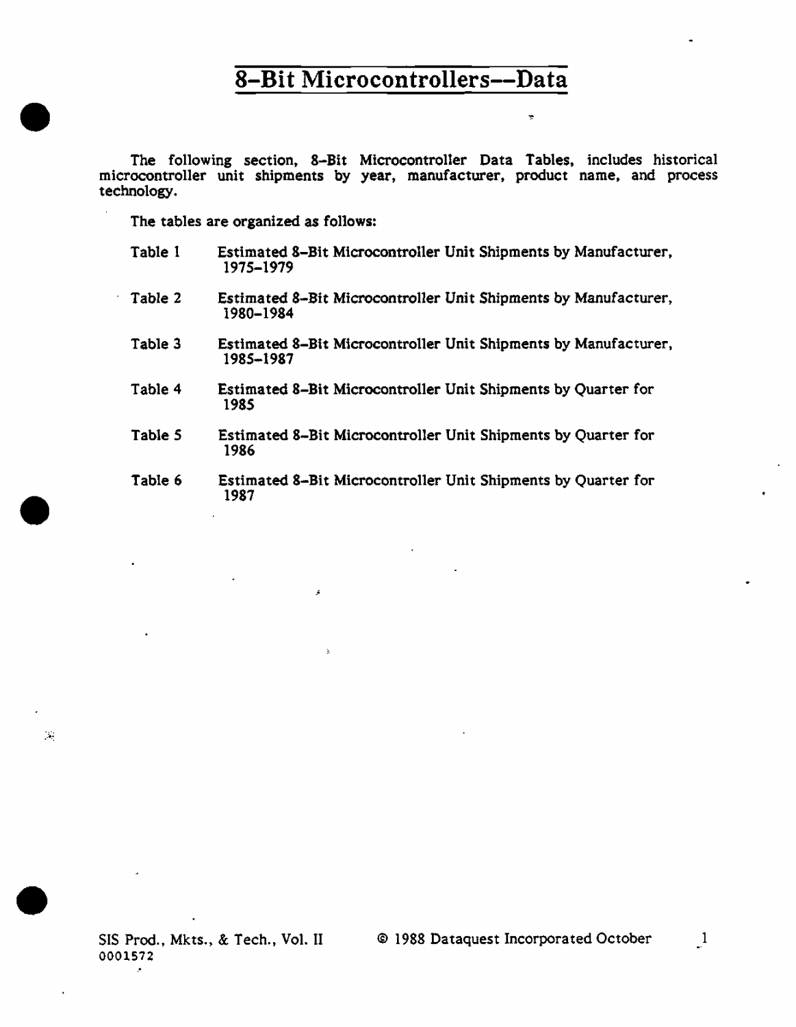# 8-Bit Microcontrollers--Data

The following section, 8-Bit Microcontroller Data Tables, includes historical microcontroller unit shipments by year, manufacturer, product name, and process technology.

The tables are organized as follows:

| | |
|---|---|
| Table 1 | Estimated 8-Bit Microcontroller Unit Shipments by Manufacturer, 1975-1979 |
| Table 2 | Estimated 8-Bit Microcontroller Unit Shipments by Manufacturer, 1980-1984 |
| Table 3 | Estimated 8-Bit Microcontroller Unit Shipments by Manufacturer, 1985-1987 |
| Table 4 | Estimated 8-Bit Microcontroller Unit Shipments by Quarter for 1985 |
| Table 5 | Estimated 8-Bit Microcontroller Unit Shipments by Quarter for 1986 |
| Table 6 | Estimated 8-Bit Microcontroller Unit Shipments by Quarter for 1987 |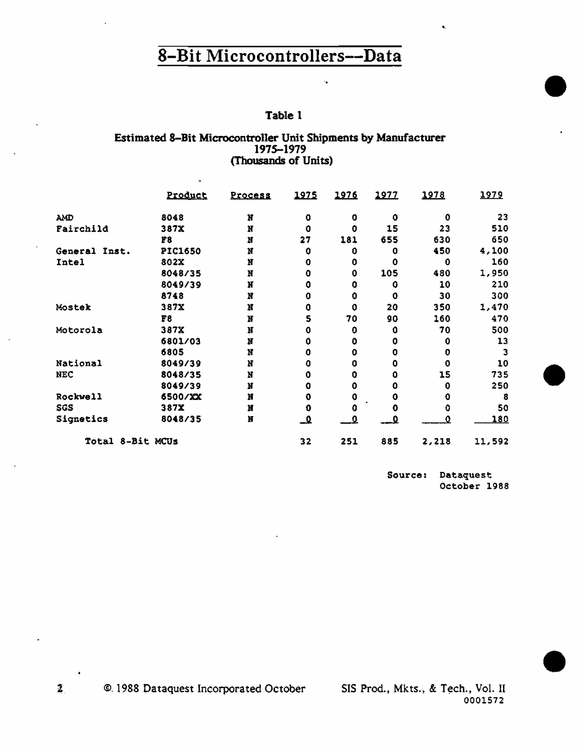# 8-Bit Microcontrollers--Data

### Table 1

**Estimated 8-Bit Microcontroller Unit Shipments by Manufacturer**
**1975-1979**
**(Thousands of Units)**

| | Product | Process | 1975 | 1976 | 1977 | 1978 | 1979 |
|---|---|---|---|---|---|---|---|
| AMD | 8048 | N | 0 | 0 | 0 | 0 | 23 |
| Fairchild | 387X | N | 0 | 0 | 15 | 23 | 510 |
| | F8 | N | 27 | 181 | 655 | 630 | 650 |
| General Inst. | PIC1650 | N | 0 | 0 | 0 | 450 | 4,100 |
| Intel | 802X | N | 0 | 0 | 0 | 0 | 160 |
| | 8048/35 | N | 0 | 0 | 105 | 480 | 1,950 |
| | 8049/39 | N | 0 | 0 | 0 | 10 | 210 |
| | 8748 | N | 0 | 0 | 0 | 30 | 300 |
| Mostek | 387X | N | 0 | 0 | 20 | 350 | 1,470 |
| | F8 | N | 5 | 70 | 90 | 160 | 470 |
| Motorola | 387X | N | 0 | 0 | 0 | 70 | 500 |
| | 6801/03 | N | 0 | 0 | 0 | 0 | 13 |
| | 6805 | N | 0 | 0 | 0 | 0 | 3 |
| National | 8049/39 | N | 0 | 0 | 0 | 0 | 10 |
| NEC | 8048/35 | N | 0 | 0 | 0 | 15 | 735 |
| | 8049/39 | N | 0 | 0 | 0 | 0 | 250 |
| Rockwell | 6500/XX | N | 0 | 0 | 0 | 0 | 8 |
| SGS | 387X | N | 0 | 0 | 0 | 0 | 50 |
| Signetics | 8048/35 | N | 0 | 0 | 0 | 0 | 180 |
| Total 8-Bit MCUs | | | 32 | 251 | 885 | 2,218 | 11,592 |

Source: Dataquest
October 1988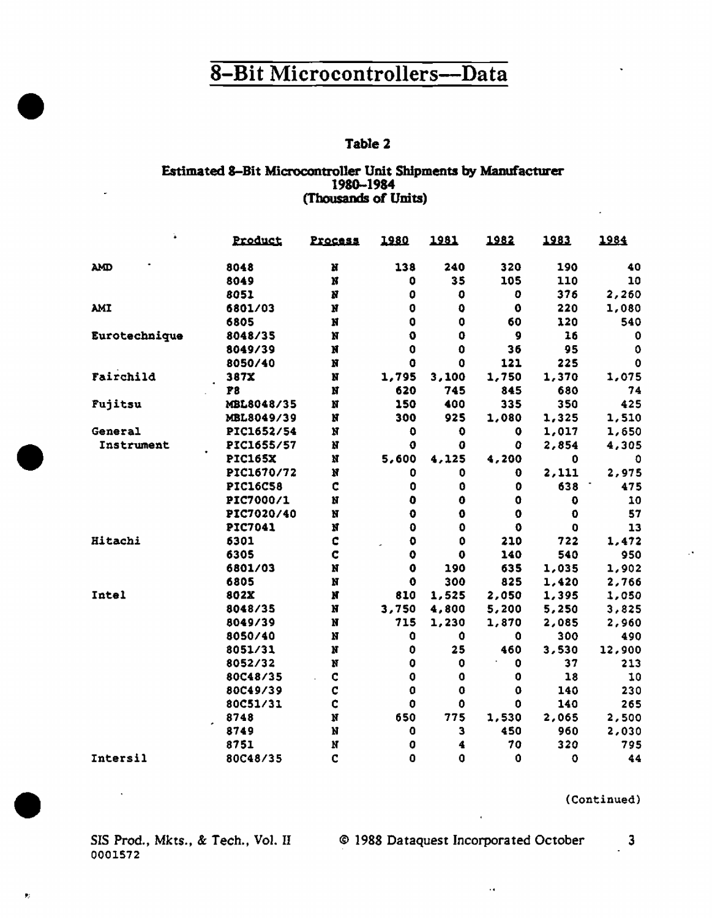# 8-Bit Microcontrollers—Data

**Table 2**

**Estimated 8-Bit Microcontroller Unit Shipments by Manufacturer 1980-1984 (Thousands of Units)**

| | Product | Process | 1980 | 1981 | 1982 | 1983 | 1984 |
|---|---|---|---|---|---|---|---|
| AMD | 8048 | N | 138 | 240 | 320 | 190 | 40 |
| | 8049 | N | 0 | 35 | 105 | 110 | 10 |
| | 8051 | N | 0 | 0 | 0 | 376 | 2,260 |
| AMI | 6801/03 | N | 0 | 0 | 0 | 220 | 1,080 |
| | 6805 | N | 0 | 0 | 60 | 120 | 540 |
| Eurotechnique | 8048/35 | N | 0 | 0 | 9 | 16 | 0 |
| | 8049/39 | N | 0 | 0 | 36 | 95 | 0 |
| | 8050/40 | N | 0 | 0 | 121 | 225 | 0 |
| Fairchild | 387X | N | 1,795 | 3,100 | 1,750 | 1,370 | 1,075 |
| | F8 | N | 620 | 745 | 845 | 680 | 74 |
| Fujitsu | MBL8048/35 | N | 150 | 400 | 335 | 350 | 425 |
| | MBL8049/39 | N | 300 | 925 | 1,080 | 1,325 | 1,510 |
| General Instrument | PIC1652/54 | N | 0 | 0 | 0 | 1,017 | 1,650 |
| | PIC1655/57 | N | 0 | 0 | 0 | 2,854 | 4,305 |
| | PIC165X | N | 5,600 | 4,125 | 4,200 | 0 | 0 |
| | PIC1670/72 | N | 0 | 0 | 0 | 2,111 | 2,975 |
| | PIC16C58 | C | 0 | 0 | 0 | 638 | 475 |
| | PIC7000/1 | N | 0 | 0 | 0 | 0 | 10 |
| | PIC7020/40 | N | 0 | 0 | 0 | 0 | 57 |
| | PIC7041 | N | 0 | 0 | 0 | 0 | 13 |
| Hitachi | 6301 | C | 0 | 0 | 210 | 722 | 1,472 |
| | 6305 | C | 0 | 0 | 140 | 540 | 950 |
| | 6801/03 | N | 0 | 190 | 635 | 1,035 | 1,902 |
| | 6805 | N | 0 | 300 | 825 | 1,420 | 2,766 |
| Intel | 802X | N | 810 | 1,525 | 2,050 | 1,395 | 1,050 |
| | 8048/35 | N | 3,750 | 4,800 | 5,200 | 5,250 | 3,825 |
| | 8049/39 | N | 715 | 1,230 | 1,870 | 2,085 | 2,960 |
| | 8050/40 | N | 0 | 0 | 0 | 300 | 490 |
| | 8051/31 | N | 0 | 25 | 460 | 3,530 | 12,900 |
| | 8052/32 | N | 0 | 0 | 0 | 37 | 213 |
| | 80C48/35 | C | 0 | 0 | 0 | 18 | 10 |
| | 80C49/39 | C | 0 | 0 | 0 | 140 | 230 |
| | 80C51/31 | C | 0 | 0 | 0 | 140 | 265 |
| | 8748 | N | 650 | 775 | 1,530 | 2,065 | 2,500 |
| | 8749 | N | 0 | 3 | 450 | 960 | 2,030 |
| | 8751 | N | 0 | 4 | 70 | 320 | 795 |
| Intersil | 80C48/35 | C | 0 | 0 | 0 | 0 | 44 |

(Continued)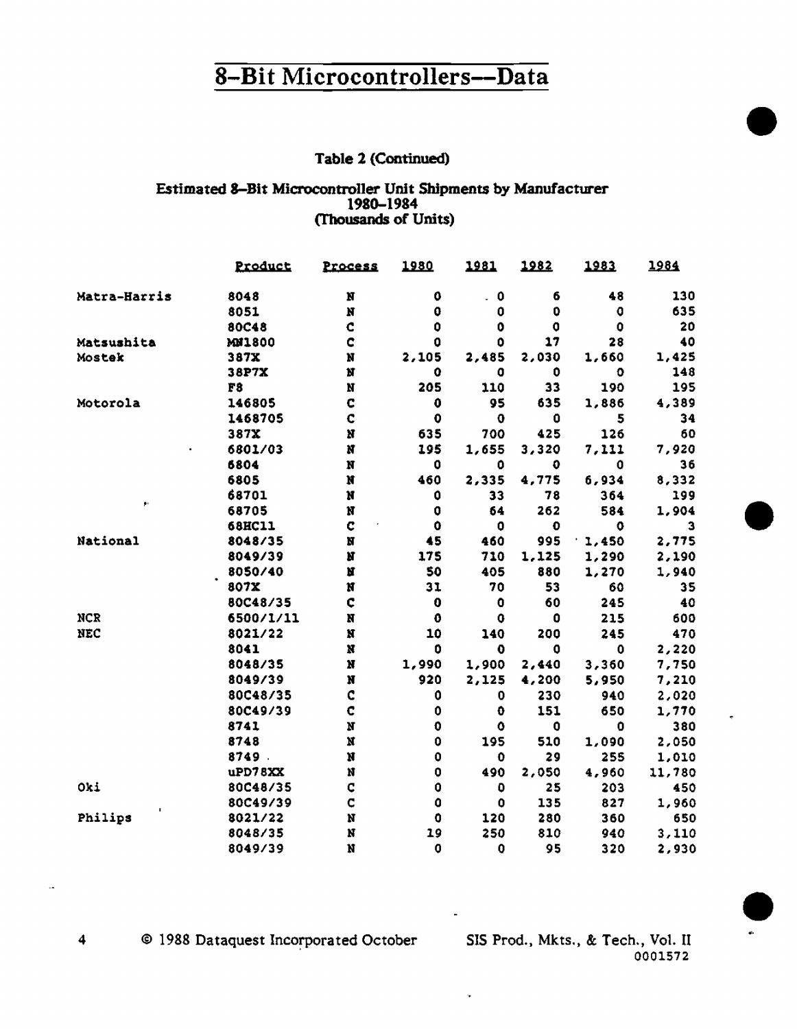# 8-Bit Microcontrollers—Data

**Table 2 (Continued)**

**Estimated 8-Bit Microcontroller Unit Shipments by Manufacturer**
**1980-1984**
**(Thousands of Units)**

| | Product | Process | 1980 | 1981 | 1982 | 1983 | 1984 |
|---|---|---|---|---|---|---|---|
| Matra-Harris | 8048 | N | 0 | 0 | 6 | 48 | 130 |
| | 8051 | N | 0 | 0 | 0 | 0 | 635 |
| | 80C48 | C | 0 | 0 | 0 | 0 | 20 |
| Matsushita | MN1800 | C | 0 | 0 | 17 | 28 | 40 |
| Mostek | 387X | N | 2,105 | 2,485 | 2,030 | 1,660 | 1,425 |
| | 38P7X | N | 0 | 0 | 0 | 0 | 148 |
| | F8 | N | 205 | 110 | 33 | 190 | 195 |
| Motorola | 146805 | C | 0 | 95 | 635 | 1,886 | 4,389 |
| | 1468705 | C | 0 | 0 | 0 | 5 | 34 |
| | 387X | N | 635 | 700 | 425 | 126 | 60 |
| | 6801/03 | N | 195 | 1,655 | 3,320 | 7,111 | 7,920 |
| | 6804 | N | 0 | 0 | 0 | 0 | 36 |
| | 6805 | N | 460 | 2,335 | 4,775 | 6,934 | 8,332 |
| | 68701 | N | 0 | 33 | 78 | 364 | 199 |
| | 68705 | N | 0 | 64 | 262 | 584 | 1,904 |
| | 68HC11 | C | 0 | 0 | 0 | 0 | 3 |
| National | 8048/35 | N | 45 | 460 | 995 | 1,450 | 2,775 |
| | 8049/39 | N | 175 | 710 | 1,125 | 1,290 | 2,190 |
| | 8050/40 | N | 50 | 405 | 880 | 1,270 | 1,940 |
| | 807X | N | 31 | 70 | 53 | 60 | 35 |
| | 80C48/35 | C | 0 | 0 | 60 | 245 | 40 |
| NCR | 6500/1/11 | N | 0 | 0 | 0 | 215 | 600 |
| NEC | 8021/22 | N | 10 | 140 | 200 | 245 | 470 |
| | 8041 | N | 0 | 0 | 0 | 0 | 2,220 |
| | 8048/35 | N | 1,990 | 1,900 | 2,440 | 3,360 | 7,750 |
| | 8049/39 | N | 920 | 2,125 | 4,200 | 5,950 | 7,210 |
| | 80C48/35 | C | 0 | 0 | 230 | 940 | 2,020 |
| | 80C49/39 | C | 0 | 0 | 151 | 650 | 1,770 |
| | 8741 | N | 0 | 0 | 0 | 0 | 380 |
| | 8748 | N | 0 | 195 | 510 | 1,090 | 2,050 |
| | 8749 | N | 0 | 0 | 29 | 255 | 1,010 |
| | uPD78XX | N | 0 | 490 | 2,050 | 4,960 | 11,780 |
| Oki | 80C48/35 | C | 0 | 0 | 25 | 203 | 450 |
| | 80C49/39 | C | 0 | 0 | 135 | 827 | 1,960 |
| Philips | 8021/22 | N | 0 | 120 | 280 | 360 | 650 |
| | 8048/35 | N | 19 | 250 | 810 | 940 | 3,110 |
| | 8049/39 | N | 0 | 0 | 95 | 320 | 2,930 |

© 1988 Dataquest Incorporated October

SIS Prod., Mkts., & Tech., Vol. II
0001572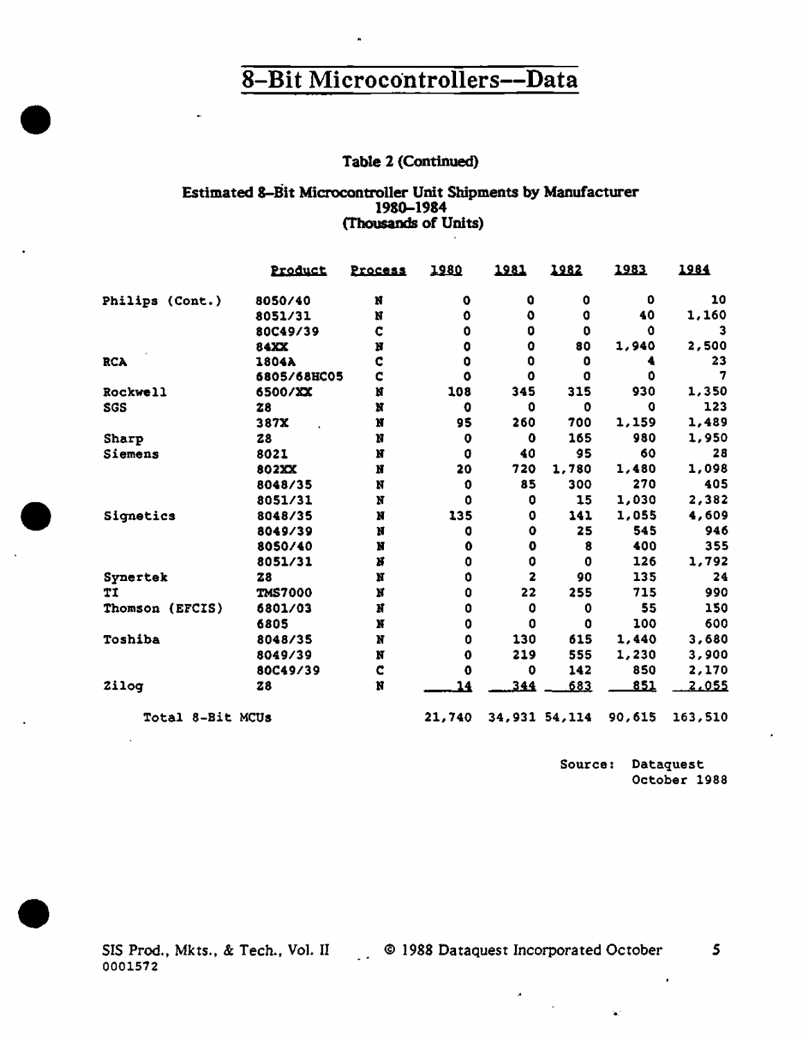# 8-Bit Microcontrollers--Data

**Table 2 (Continued)**

**Estimated 8-Bit Microcontroller Unit Shipments by Manufacturer 1980-1984 (Thousands of Units)**

| | Product | Process | 1980 | 1981 | 1982 | 1983 | 1984 |
|---|---|---|---|---|---|---|---|
| Philips (Cont.) | 8050/40 | N | 0 | 0 | 0 | 0 | 10 |
| | 8051/31 | N | 0 | 0 | 0 | 40 | 1,160 |
| | 80C49/39 | C | 0 | 0 | 0 | 0 | 3 |
| | 84XX | N | 0 | 0 | 80 | 1,940 | 2,500 |
| RCA | 1804A | C | 0 | 0 | 0 | 4 | 23 |
| | 6805/68HC05 | C | 0 | 0 | 0 | 0 | 7 |
| Rockwell | 6500/XX | N | 108 | 345 | 315 | 930 | 1,350 |
| SGS | Z8 | N | 0 | 0 | 0 | 0 | 123 |
| | 387X | N | 95 | 260 | 700 | 1,159 | 1,489 |
| Sharp | Z8 | N | 0 | 0 | 165 | 980 | 1,950 |
| Siemens | 8021 | N | 0 | 40 | 95 | 60 | 28 |
| | 802XX | N | 20 | 720 | 1,780 | 1,480 | 1,098 |
| | 8048/35 | N | 0 | 85 | 300 | 270 | 405 |
| | 8051/31 | N | 0 | 0 | 15 | 1,030 | 2,382 |
| Signetics | 8048/35 | N | 135 | 0 | 141 | 1,055 | 4,609 |
| | 8049/39 | N | 0 | 0 | 25 | 545 | 946 |
| | 8050/40 | N | 0 | 0 | 8 | 400 | 355 |
| | 8051/31 | N | 0 | 0 | 0 | 126 | 1,792 |
| Synertek | Z8 | N | 0 | 2 | 90 | 135 | 24 |
| TI | TMS7000 | N | 0 | 22 | 255 | 715 | 990 |
| Thomson (EFCIS) | 6801/03 | N | 0 | 0 | 0 | 55 | 150 |
| | 6805 | N | 0 | 0 | 0 | 100 | 600 |
| Toshiba | 8048/35 | N | 0 | 130 | 615 | 1,440 | 3,680 |
| | 8049/39 | N | 0 | 219 | 555 | 1,230 | 3,900 |
| | 80C49/39 | C | 0 | 0 | 142 | 850 | 2,170 |
| Zilog | Z8 | N | 14 | 344 | 683 | 851 | 2,055 |
| Total 8-Bit MCUs | | | 21,740 | 34,931 | 54,114 | 90,615 | 163,510 |

Source: Dataquest October 1988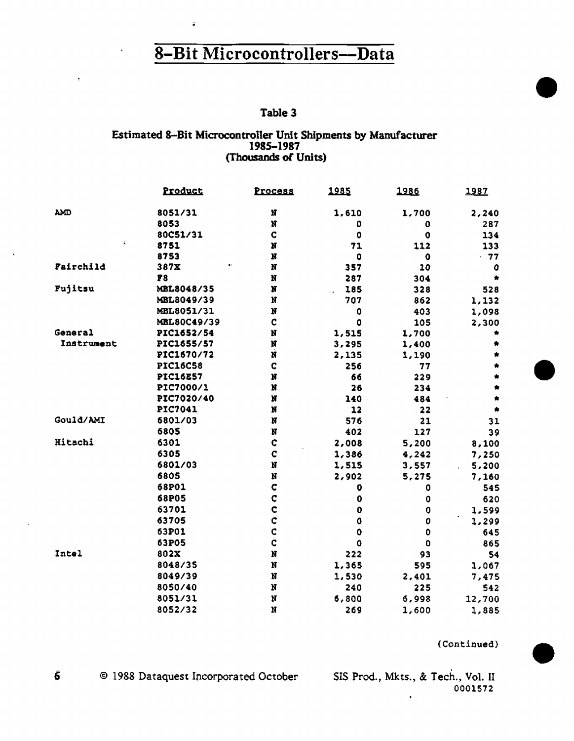# 8-Bit Microcontrollers—Data

## Table 3

### Estimated 8-Bit Microcontroller Unit Shipments by Manufacturer 1985–1987 (Thousands of Units)

| | Product | Process | 1985 | 1986 | 1987 |
|---|---|---|---|---|---|
| AMD | 8051/31 | N | 1,610 | 1,700 | 2,240 |
| | 8053 | N | 0 | 0 | 287 |
| | 80C51/31 | C | 0 | 0 | 134 |
| | 8751 | N | 71 | 112 | 133 |
| | 8753 | N | 0 | 0 | 77 |
| Fairchild | 387X | N | 357 | 10 | 0 |
| | F8 | N | 287 | 304 | * |
| Fujitsu | MBL8048/35 | N | 185 | 328 | 528 |
| | MBL8049/39 | N | 707 | 862 | 1,132 |
| | MBL8051/31 | N | 0 | 403 | 1,098 |
| | MBL80C49/39 | C | 0 | 105 | 2,300 |
| General Instrument | PIC1652/54 | N | 1,515 | 1,700 | * |
| | PIC1655/57 | N | 3,295 | 1,400 | * |
| | PIC1670/72 | N | 2,135 | 1,190 | * |
| | PIC16C58 | C | 256 | 77 | * |
| | PIC16E57 | N | 66 | 229 | * |
| | PIC7000/1 | N | 26 | 234 | * |
| | PIC7020/40 | N | 140 | 484 | * |
| | PIC7041 | N | 12 | 22 | * |
| Gould/AMI | 6801/03 | N | 576 | 21 | 31 |
| | 6805 | N | 402 | 127 | 39 |
| Hitachi | 6301 | C | 2,008 | 5,200 | 8,100 |
| | 6305 | C | 1,386 | 4,242 | 7,250 |
| | 6801/03 | N | 1,515 | 3,557 | 5,200 |
| | 6805 | N | 2,902 | 5,275 | 7,160 |
| | 68P01 | C | 0 | 0 | 545 |
| | 68P05 | C | 0 | 0 | 620 |
| | 63701 | C | 0 | 0 | 1,599 |
| | 63705 | C | 0 | 0 | 1,299 |
| | 63P01 | C | 0 | 0 | 645 |
| | 63P05 | C | 0 | 0 | 865 |
| Intel | 802X | N | 222 | 93 | 54 |
| | 8048/35 | N | 1,365 | 595 | 1,067 |
| | 8049/39 | N | 1,530 | 2,401 | 7,475 |
| | 8050/40 | N | 240 | 225 | 542 |
| | 8051/31 | N | 6,800 | 6,998 | 12,700 |
| | 8052/32 | N | 269 | 1,600 | 1,885 |

(Continued)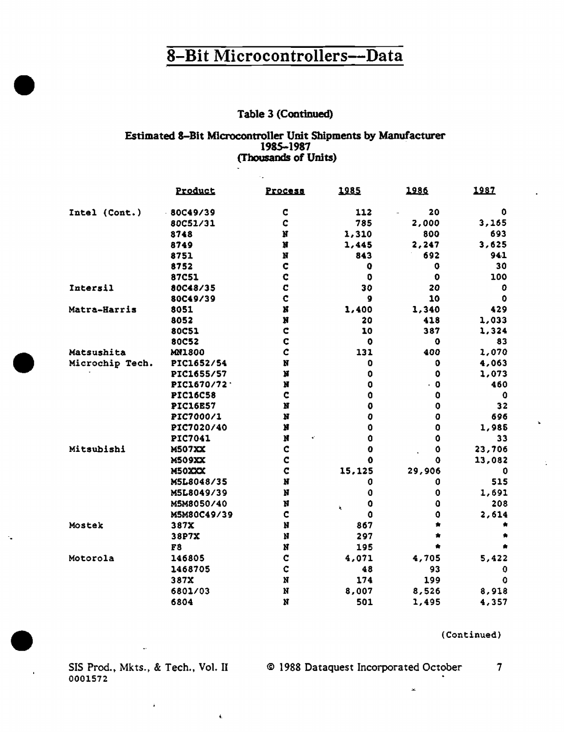# 8-Bit Microcontrollers—Data

**Table 3 (Continued)**

**Estimated 8-Bit Microcontroller Unit Shipments by Manufacturer
1985-1987
(Thousands of Units)**

| | Product | Process | 1985 | 1986 | 1987 |
|---|---|---|---|---|---|
| Intel (Cont.) | 80C49/39 | C | 112 | 20 | 0 |
| | 80C51/31 | C | 785 | 2,000 | 3,165 |
| | 8748 | N | 1,310 | 800 | 693 |
| | 8749 | N | 1,445 | 2,247 | 3,625 |
| | 8751 | N | 843 | 692 | 941 |
| | 8752 | C | 0 | 0 | 30 |
| | 87C51 | C | 0 | 0 | 100 |
| Intersil | 80C48/35 | C | 30 | 20 | 0 |
| | 80C49/39 | C | 9 | 10 | 0 |
| Matra-Harris | 8051 | N | 1,400 | 1,340 | 429 |
| | 8052 | N | 20 | 418 | 1,033 |
| | 80C51 | C | 10 | 387 | 1,324 |
| | 80C52 | C | 0 | 0 | 83 |
| Matsushita | MN1800 | C | 131 | 400 | 1,070 |
| Microchip Tech. | PIC1652/54 | N | 0 | 0 | 4,063 |
| | PIC1655/57 | N | 0 | 0 | 1,073 |
| | PIC1670/72 | N | 0 | 0 | 460 |
| | PIC16C58 | C | 0 | 0 | 0 |
| | PIC16E57 | N | 0 | 0 | 32 |
| | PIC7000/1 | N | 0 | 0 | 696 |
| | PIC7020/40 | N | 0 | 0 | 1,985 |
| | PIC7041 | N | 0 | 0 | 33 |
| Mitsubishi | M507XX | C | 0 | 0 | 23,706 |
| | M509XX | C | 0 | 0 | 13,082 |
| | M50XXX | C | 15,125 | 29,906 | 0 |
| | M5L8048/35 | N | 0 | 0 | 515 |
| | M5L8049/39 | N | 0 | 0 | 1,691 |
| | M5M8050/40 | N | 0 | 0 | 208 |
| | M5M80C49/39 | C | 0 | 0 | 2,614 |
| Mostek | 387X | N | 867 | * | * |
| | 38P7X | N | 297 | * | * |
| | F8 | N | 195 | * | * |
| Motorola | 146805 | C | 4,071 | 4,705 | 5,422 |
| | 1468705 | C | 48 | 93 | 0 |
| | 387X | N | 174 | 199 | 0 |
| | 6801/03 | N | 8,007 | 8,526 | 8,918 |
| | 6804 | N | 501 | 1,495 | 4,357 |

(Continued)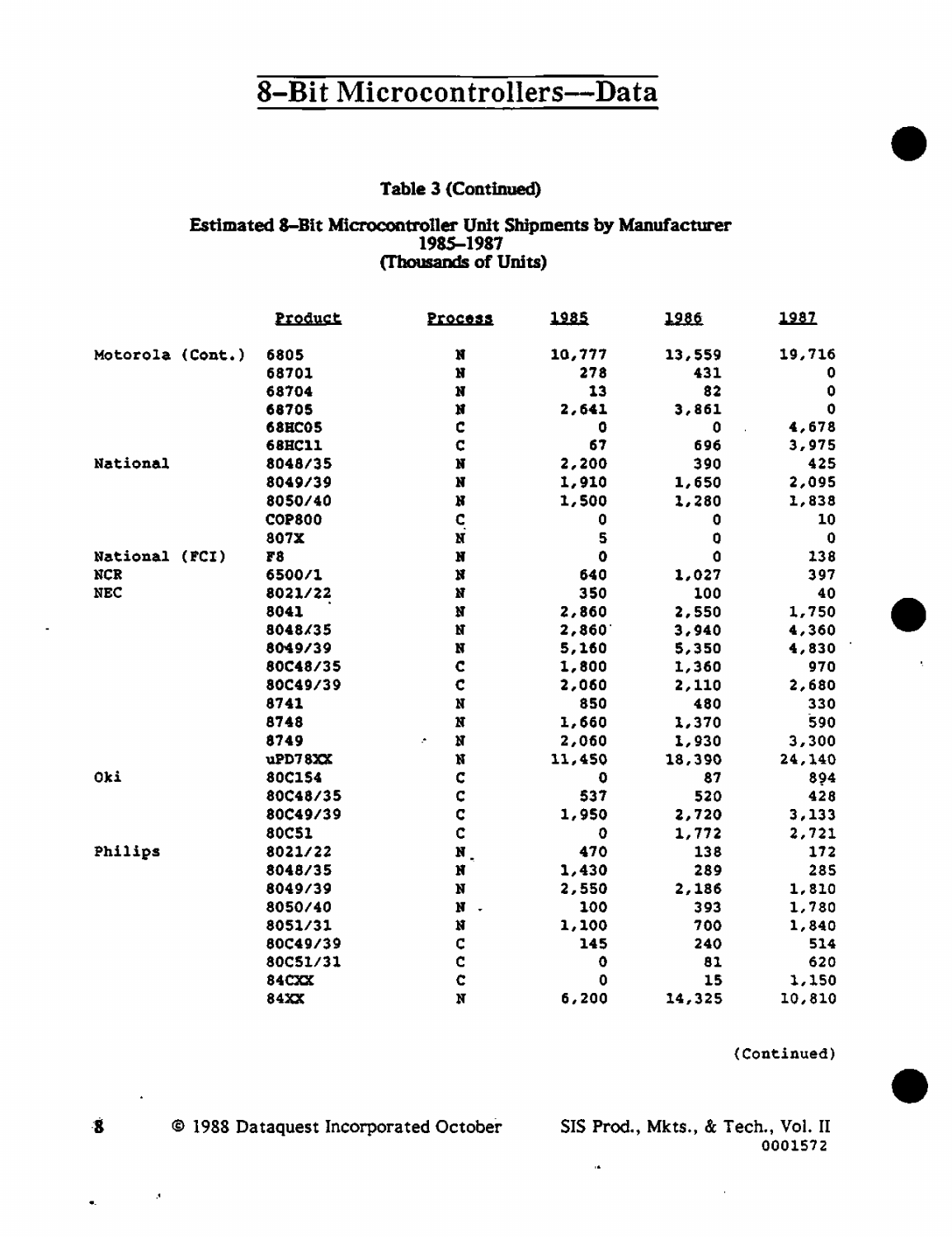# 8-Bit Microcontrollers—Data

**Table 3 (Continued)**

**Estimated 8-Bit Microcontroller Unit Shipments by Manufacturer**
**1985–1987**
**(Thousands of Units)**

| | Product | Process | 1985 | 1986 | 1987 |
|---|---|---|---|---|---|
| Motorola (Cont.) | 6805 | N | 10,777 | 13,559 | 19,716 |
| | 68701 | N | 278 | 431 | 0 |
| | 68704 | N | 13 | 82 | 0 |
| | 68705 | N | 2,641 | 3,861 | 0 |
| | 68HC05 | C | 0 | 0 | 4,678 |
| | 68HC11 | C | 67 | 696 | 3,975 |
| National | 8048/35 | N | 2,200 | 390 | 425 |
| | 8049/39 | N | 1,910 | 1,650 | 2,095 |
| | 8050/40 | N | 1,500 | 1,280 | 1,838 |
| | COP800 | C | 0 | 0 | 10 |
| | 807X | N | 5 | 0 | 0 |
| National (FCI) | F8 | N | 0 | 0 | 138 |
| NCR | 6500/1 | N | 640 | 1,027 | 397 |
| NEC | 8021/22 | N | 350 | 100 | 40 |
| | 8041 | N | 2,860 | 2,550 | 1,750 |
| | 8048/35 | N | 2,860 | 3,940 | 4,360 |
| | 8049/39 | N | 5,160 | 5,350 | 4,830 |
| | 80C48/35 | C | 1,800 | 1,360 | 970 |
| | 80C49/39 | C | 2,060 | 2,110 | 2,680 |
| | 8741 | N | 850 | 480 | 330 |
| | 8748 | N | 1,660 | 1,370 | 590 |
| | 8749 | N | 2,060 | 1,930 | 3,300 |
| | uPD78XX | N | 11,450 | 18,390 | 24,140 |
| Oki | 80C154 | C | 0 | 87 | 894 |
| | 80C48/35 | C | 537 | 520 | 428 |
| | 80C49/39 | C | 1,950 | 2,720 | 3,133 |
| | 80C51 | C | 0 | 1,772 | 2,721 |
| Philips | 8021/22 | N | 470 | 138 | 172 |
| | 8048/35 | N | 1,430 | 289 | 285 |
| | 8049/39 | N | 2,550 | 2,186 | 1,810 |
| | 8050/40 | N | 100 | 393 | 1,780 |
| | 8051/31 | N | 1,100 | 700 | 1,840 |
| | 80C49/39 | C | 145 | 240 | 514 |
| | 80C51/31 | C | 0 | 81 | 620 |
| | 84CXX | C | 0 | 15 | 1,150 |
| | 84XX | N | 6,200 | 14,325 | 10,810 |

(Continued)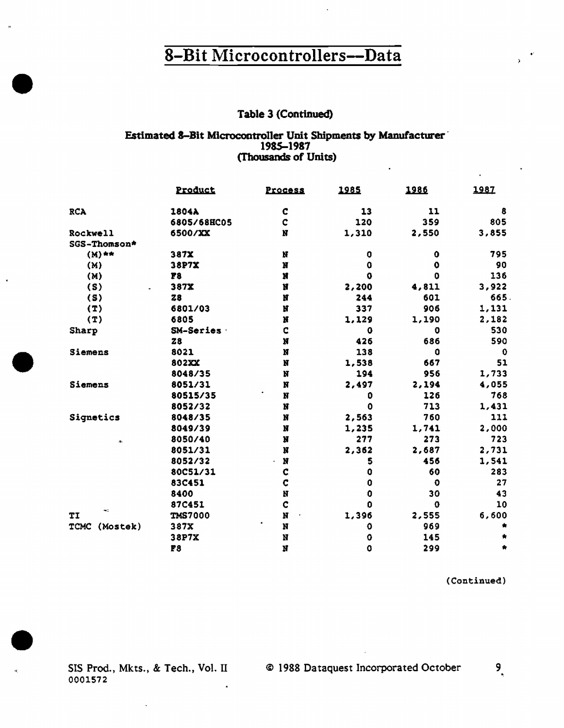# 8-Bit Microcontrollers—Data

**Table 3 (Continued)**

**Estimated 8-Bit Microcontroller Unit Shipments by Manufacturer 1985–1987 (Thousands of Units)**

| | Product | Process | 1985 | 1986 | 1987 |
|---|---|---|---|---|---|
| RCA | 1804A | C | 13 | 11 | 8 |
| | 6805/68HC05 | C | 120 | 359 | 805 |
| Rockwell | 6500/XX | N | 1,310 | 2,550 | 3,855 |
| SGS-Thomson* | | | | | |
| (M)** | 387X | N | 0 | 0 | 795 |
| (M) | 38P7X | N | 0 | 0 | 90 |
| (M) | F8 | N | 0 | 0 | 136 |
| (S) | 387X | N | 2,200 | 4,811 | 3,922 |
| (S) | Z8 | N | 244 | 601 | 665 |
| (T) | 6801/03 | N | 337 | 906 | 1,131 |
| (T) | 6805 | N | 1,129 | 1,190 | 2,182 |
| Sharp | SM-Series | C | 0 | 0 | 530 |
| | Z8 | N | 426 | 686 | 590 |
| Siemens | 8021 | N | 138 | 0 | 0 |
| | 802XX | N | 1,538 | 667 | 51 |
| | 8048/35 | N | 194 | 956 | 1,733 |
| Siemens | 8051/31 | N | 2,497 | 2,194 | 4,055 |
| | 80515/35 | N | 0 | 126 | 768 |
| | 8052/32 | N | 0 | 713 | 1,431 |
| Signetics | 8048/35 | N | 2,563 | 760 | 111 |
| | 8049/39 | N | 1,235 | 1,741 | 2,000 |
| | 8050/40 | N | 277 | 273 | 723 |
| | 8051/31 | N | 2,362 | 2,687 | 2,731 |
| | 8052/32 | N | 5 | 456 | 1,541 |
| | 80C51/31 | C | 0 | 60 | 283 |
| | 83C451 | C | 0 | 0 | 27 |
| | 8400 | N | 0 | 30 | 43 |
| | 87C451 | C | 0 | 0 | 10 |
| TI | TMS7000 | N | 1,396 | 2,555 | 6,600 |
| TCMC (Mostek) | 387X | N | 0 | 969 | * |
| | 38P7X | N | 0 | 145 | * |
| | F8 | N | 0 | 299 | * |

(Continued)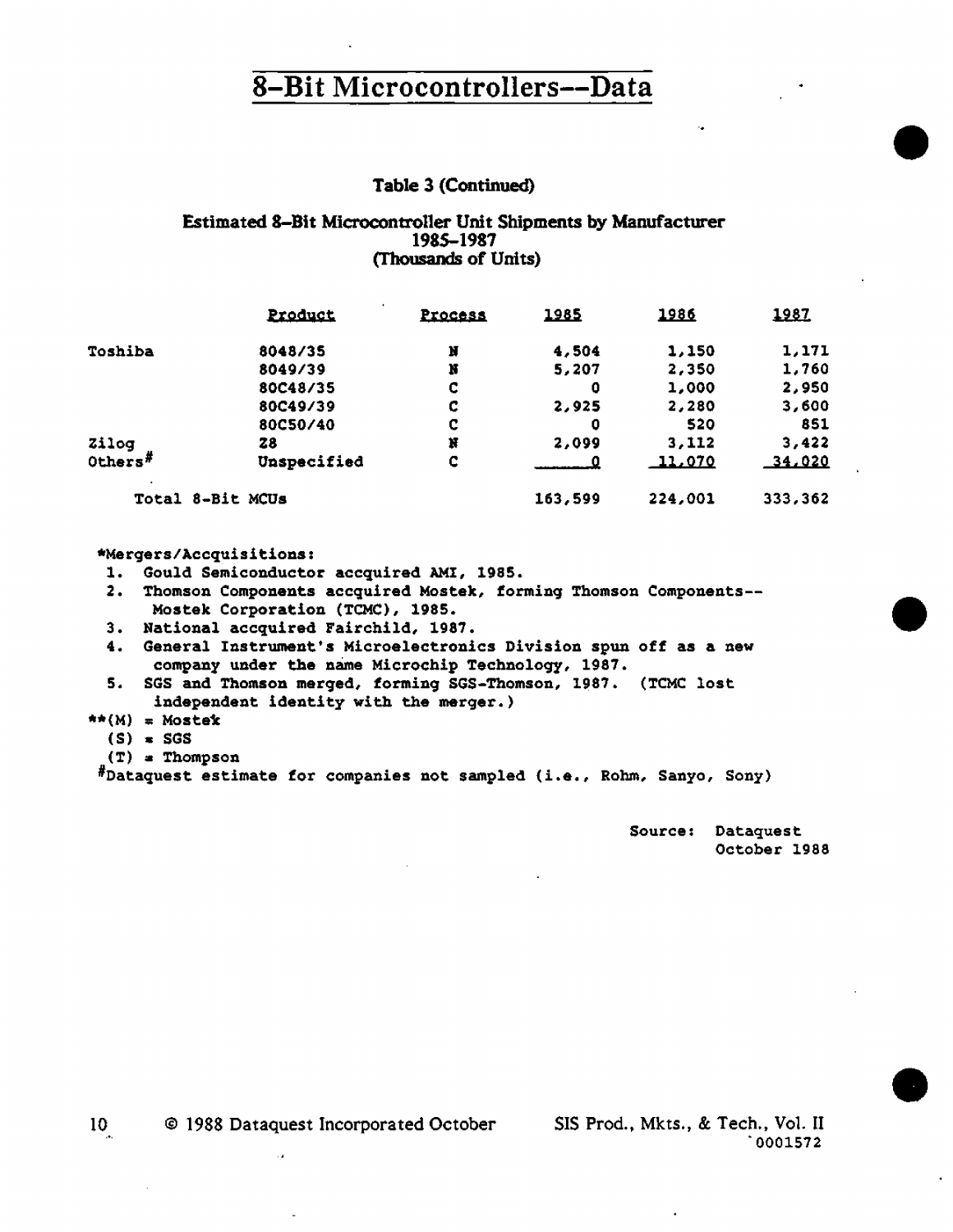# 8-Bit Microcontrollers--Data

**Table 3 (Continued)**

**Estimated 8-Bit Microcontroller Unit Shipments by Manufacturer**
**1985-1987**
**(Thousands of Units)**

| | Product | Process | 1985 | 1986 | 1987 |
|---|---|---|---|---|---|
| Toshiba | 8048/35 | N | 4,504 | 1,150 | 1,171 |
| | 8049/39 | N | 5,207 | 2,350 | 1,760 |
| | 80C48/35 | C | 0 | 1,000 | 2,950 |
| | 80C49/39 | C | 2,925 | 2,280 | 3,600 |
| | 80C50/40 | C | 0 | 520 | 851 |
| Zilog | Z8 | N | 2,099 | 3,112 | 3,422 |
| Others# | Unspecified | C | 0 | 11,070 | 34,020 |
| Total 8-Bit MCUs | | | 163,599 | 224,001 | 333,362 |

*Mergers/Accquisitions:

1. Gould Semiconductor accquired AMI, 1985.
2. Thomson Components accquired Mostek, forming Thomson Components--Mostek Corporation (TCMC), 1985.
3. National accquired Fairchild, 1987.
4. General Instrument's Microelectronics Division spun off as a new company under the name Microchip Technology, 1987.
5. SGS and Thomson merged, forming SGS-Thomson, 1987. (TCMC lost independent identity with the merger.)

**(M) = Mostek
(S) = SGS
(T) = Thompson

#Dataquest estimate for companies not sampled (i.e., Rohm, Sanyo, Sony)

Source: Dataquest
October 1988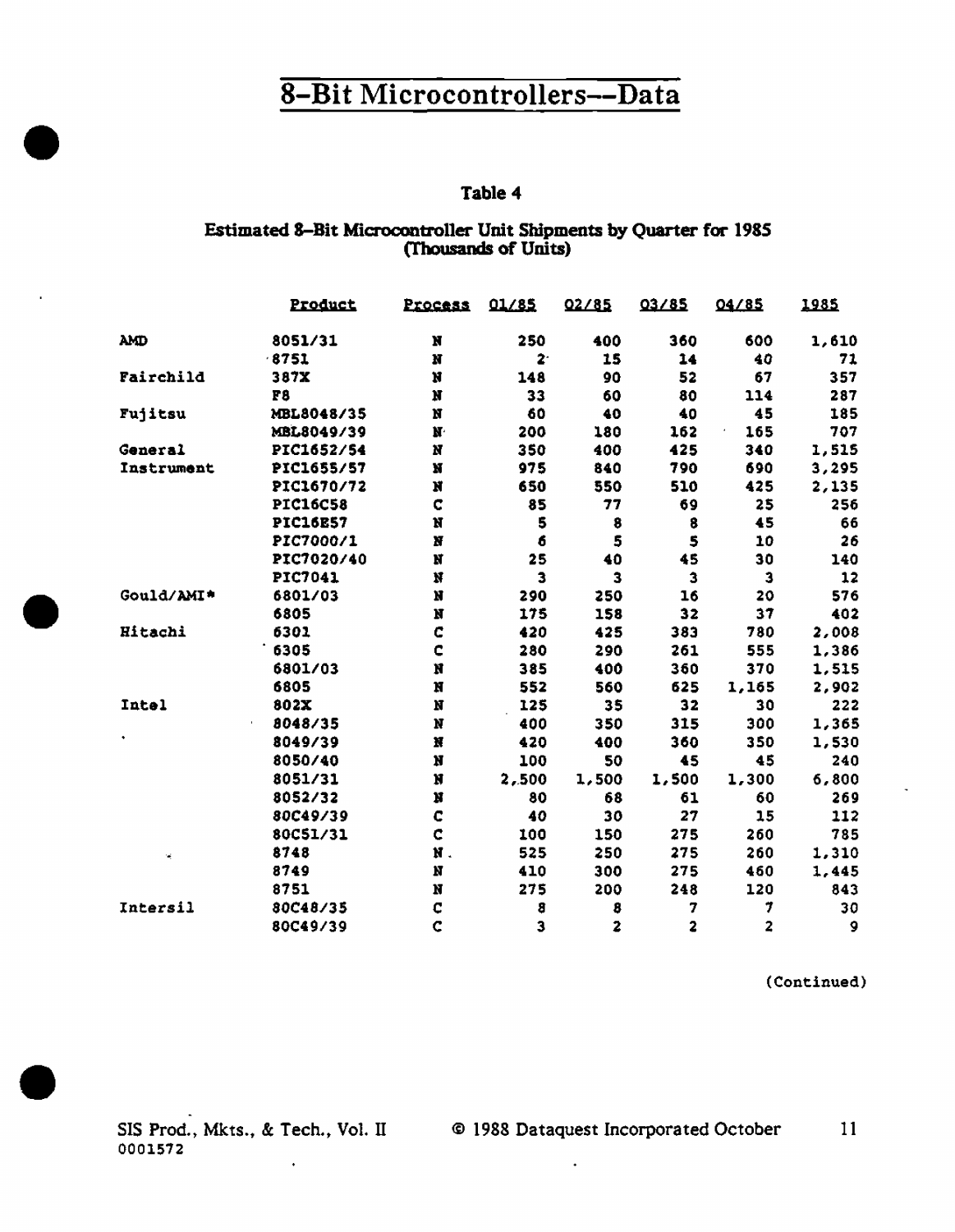# 8-Bit Microcontrollers--Data

**Table 4**

**Estimated 8-Bit Microcontroller Unit Shipments by Quarter for 1985 (Thousands of Units)**

| | Product | Process | Q1/85 | Q2/85 | Q3/85 | Q4/85 | 1985 |
|---|---|---|---|---|---|---|---|
| AMD | 8051/31 | N | 250 | 400 | 360 | 600 | 1,610 |
| | 8751 | N | 2 | 15 | 14 | 40 | 71 |
| Fairchild | 387X | N | 148 | 90 | 52 | 67 | 357 |
| | F8 | N | 33 | 60 | 80 | 114 | 287 |
| Fujitsu | MBL8048/35 | N | 60 | 40 | 40 | 45 | 185 |
| | MBL8049/39 | N | 200 | 180 | 162 | 165 | 707 |
| General Instrument | PIC1652/54 | N | 350 | 400 | 425 | 340 | 1,515 |
| | PIC1655/57 | N | 975 | 840 | 790 | 690 | 3,295 |
| | PIC1670/72 | N | 650 | 550 | 510 | 425 | 2,135 |
| | PIC16C58 | C | 85 | 77 | 69 | 25 | 256 |
| | PIC16E57 | N | 5 | 8 | 8 | 45 | 66 |
| | PIC7000/1 | N | 6 | 5 | 5 | 10 | 26 |
| | PIC7020/40 | N | 25 | 40 | 45 | 30 | 140 |
| | PIC7041 | N | 3 | 3 | 3 | 3 | 12 |
| Gould/AMI* | 6801/03 | N | 290 | 250 | 16 | 20 | 576 |
| | 6805 | N | 175 | 158 | 32 | 37 | 402 |
| Hitachi | 6301 | C | 420 | 425 | 383 | 780 | 2,008 |
| | 6305 | C | 280 | 290 | 261 | 555 | 1,386 |
| | 6801/03 | N | 385 | 400 | 360 | 370 | 1,515 |
| | 6805 | N | 552 | 560 | 625 | 1,165 | 2,902 |
| Intel | 802X | N | 125 | 35 | 32 | 30 | 222 |
| | 8048/35 | N | 400 | 350 | 315 | 300 | 1,365 |
| | 8049/39 | N | 420 | 400 | 360 | 350 | 1,530 |
| | 8050/40 | N | 100 | 50 | 45 | 45 | 240 |
| | 8051/31 | N | 2,500 | 1,500 | 1,500 | 1,300 | 6,800 |
| | 8052/32 | N | 80 | 68 | 61 | 60 | 269 |
| | 80C49/39 | C | 40 | 30 | 27 | 15 | 112 |
| | 80C51/31 | C | 100 | 150 | 275 | 260 | 785 |
| | 8748 | N | 525 | 250 | 275 | 260 | 1,310 |
| | 8749 | N | 410 | 300 | 275 | 460 | 1,445 |
| | 8751 | N | 275 | 200 | 248 | 120 | 843 |
| Intersil | 80C48/35 | C | 8 | 8 | 7 | 7 | 30 |
| | 80C49/39 | C | 3 | 2 | 2 | 2 | 9 |

(Continued)

SIS Prod., Mkts., & Tech., Vol. II © 1988 Dataquest Incorporated October
0001572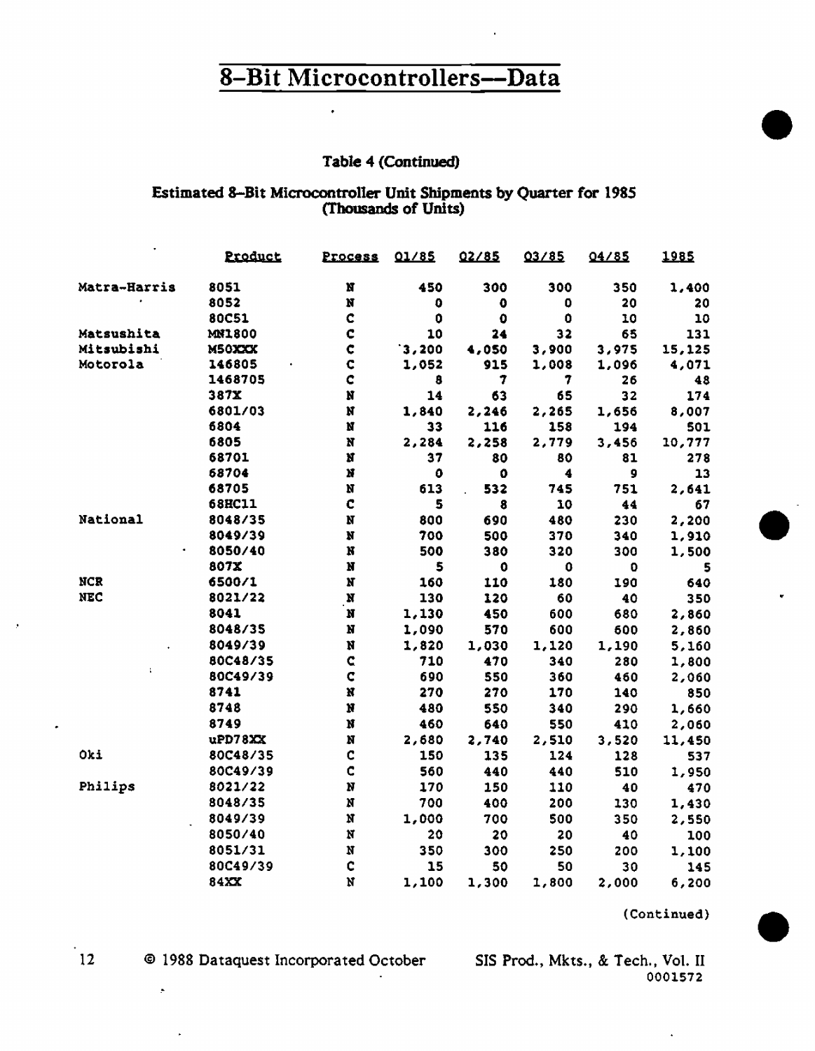# 8-Bit Microcontrollers—Data

### Table 4 (Continued)

### Estimated 8-Bit Microcontroller Unit Shipments by Quarter for 1985 (Thousands of Units)

| | Product | Process | Q1/85 | Q2/85 | Q3/85 | Q4/85 | 1985 |
|---|---|---|---|---|---|---|---|
| Matra-Harris | 8051 | N | 450 | 300 | 300 | 350 | 1,400 |
| | 8052 | N | 0 | 0 | 0 | 20 | 20 |
| | 80C51 | C | 0 | 0 | 0 | 10 | 10 |
| Matsushita | MN1800 | C | 10 | 24 | 32 | 65 | 131 |
| Mitsubishi | M50XXX | C | 3,200 | 4,050 | 3,900 | 3,975 | 15,125 |
| Motorola | 146805 | C | 1,052 | 915 | 1,008 | 1,096 | 4,071 |
| | 1468705 | C | 8 | 7 | 7 | 26 | 48 |
| | 387X | N | 14 | 63 | 65 | 32 | 174 |
| | 6801/03 | N | 1,840 | 2,246 | 2,265 | 1,656 | 8,007 |
| | 6804 | N | 33 | 116 | 158 | 194 | 501 |
| | 6805 | N | 2,284 | 2,258 | 2,779 | 3,456 | 10,777 |
| | 68701 | N | 37 | 80 | 80 | 81 | 278 |
| | 68704 | N | 0 | 0 | 4 | 9 | 13 |
| | 68705 | N | 613 | 532 | 745 | 751 | 2,641 |
| | 68HC11 | C | 5 | 8 | 10 | 44 | 67 |
| National | 8048/35 | N | 800 | 690 | 480 | 230 | 2,200 |
| | 8049/39 | N | 700 | 500 | 370 | 340 | 1,910 |
| | 8050/40 | N | 500 | 380 | 320 | 300 | 1,500 |
| | 807X | N | 5 | 0 | 0 | 0 | 5 |
| NCR | 6500/1 | N | 160 | 110 | 180 | 190 | 640 |
| NEC | 8021/22 | N | 130 | 120 | 60 | 40 | 350 |
| | 8041 | N | 1,130 | 450 | 600 | 680 | 2,860 |
| | 8048/35 | N | 1,090 | 570 | 600 | 600 | 2,860 |
| | 8049/39 | N | 1,820 | 1,030 | 1,120 | 1,190 | 5,160 |
| | 80C48/35 | C | 710 | 470 | 340 | 280 | 1,800 |
| | 80C49/39 | C | 690 | 550 | 360 | 460 | 2,060 |
| | 8741 | N | 270 | 270 | 170 | 140 | 850 |
| | 8748 | N | 480 | 550 | 340 | 290 | 1,660 |
| | 8749 | N | 460 | 640 | 550 | 410 | 2,060 |
| | uPD78XX | N | 2,680 | 2,740 | 2,510 | 3,520 | 11,450 |
| Oki | 80C48/35 | C | 150 | 135 | 124 | 128 | 537 |
| | 80C49/39 | C | 560 | 440 | 440 | 510 | 1,950 |
| Philips | 8021/22 | N | 170 | 150 | 110 | 40 | 470 |
| | 8048/35 | N | 700 | 400 | 200 | 130 | 1,430 |
| | 8049/39 | N | 1,000 | 700 | 500 | 350 | 2,550 |
| | 8050/40 | N | 20 | 20 | 20 | 40 | 100 |
| | 8051/31 | N | 350 | 300 | 250 | 200 | 1,100 |
| | 80C49/39 | C | 15 | 50 | 50 | 30 | 145 |
| | 84XX | N | 1,100 | 1,300 | 1,800 | 2,000 | 6,200 |

(Continued)

© 1988 Dataquest Incorporated October SIS Prod., Mkts., & Tech., Vol. II
0001572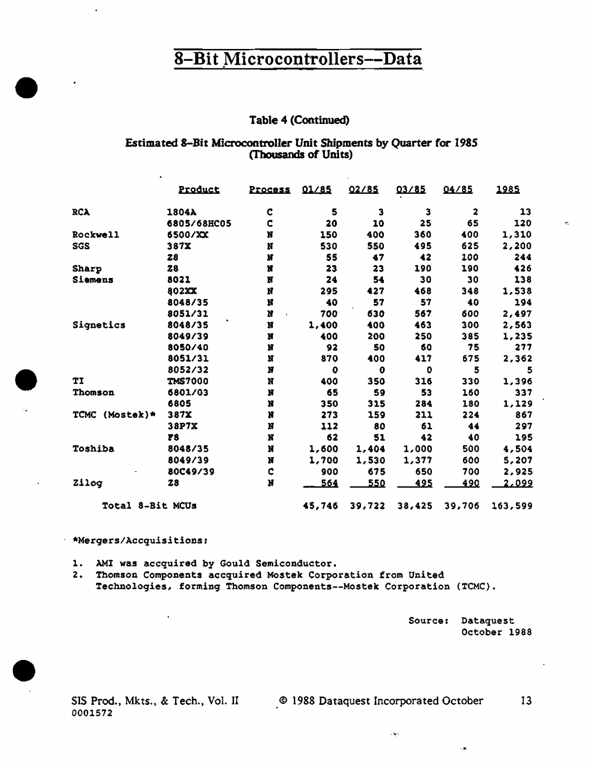# 8-Bit Microcontrollers--Data

### Table 4 (Continued)

### Estimated 8-Bit Microcontroller Unit Shipments by Quarter for 1985 (Thousands of Units)

| | Product | Process | Q1/85 | Q2/85 | Q3/85 | Q4/85 | 1985 |
|---|---|---|---|---|---|---|---|
| RCA | 1804A | C | 5 | 3 | 3 | 2 | 13 |
| | 6805/68HC05 | C | 20 | 10 | 25 | 65 | 120 |
| Rockwell | 6500/XX | N | 150 | 400 | 360 | 400 | 1,310 |
| SGS | 387X | N | 530 | 550 | 495 | 625 | 2,200 |
| | Z8 | N | 55 | 47 | 42 | 100 | 244 |
| Sharp | Z8 | N | 23 | 23 | 190 | 190 | 426 |
| Siemens | 8021 | N | 24 | 54 | 30 | 30 | 138 |
| | 802XX | N | 295 | 427 | 468 | 348 | 1,538 |
| | 8048/35 | N | 40 | 57 | 57 | 40 | 194 |
| | 8051/31 | N | 700 | 630 | 567 | 600 | 2,497 |
| Signetics | 8048/35 | N | 1,400 | 400 | 463 | 300 | 2,563 |
| | 8049/39 | N | 400 | 200 | 250 | 385 | 1,235 |
| | 8050/40 | N | 92 | 50 | 60 | 75 | 277 |
| | 8051/31 | N | 870 | 400 | 417 | 675 | 2,362 |
| | 8052/32 | N | 0 | 0 | 0 | 5 | 5 |
| TI | TMS7000 | N | 400 | 350 | 316 | 330 | 1,396 |
| Thomson | 6801/03 | N | 65 | 59 | 53 | 160 | 337 |
| | 6805 | N | 350 | 315 | 284 | 180 | 1,129 |
| TCMC (Mostek)* | 387X | N | 273 | 159 | 211 | 224 | 867 |
| | 38P7X | N | 112 | 80 | 61 | 44 | 297 |
| | F8 | N | 62 | 51 | 42 | 40 | 195 |
| Toshiba | 8048/35 | N | 1,600 | 1,404 | 1,000 | 500 | 4,504 |
| | 8049/39 | N | 1,700 | 1,530 | 1,377 | 600 | 5,207 |
| | 80C49/39 | C | 900 | 675 | 650 | 700 | 2,925 |
| Zilog | Z8 | N | 564 | 550 | 495 | 490 | 2,099 |
| Total 8-Bit MCUs | | | 45,746 | 39,722 | 38,425 | 39,706 | 163,599 |

*Mergers/Accquisitions:

1. AMI was accquired by Gould Semiconductor.
2. Thomson Components accquired Mostek Corporation from United Technologies, forming Thomson Components--Mostek Corporation (TCMC).

Source: Dataquest October 1988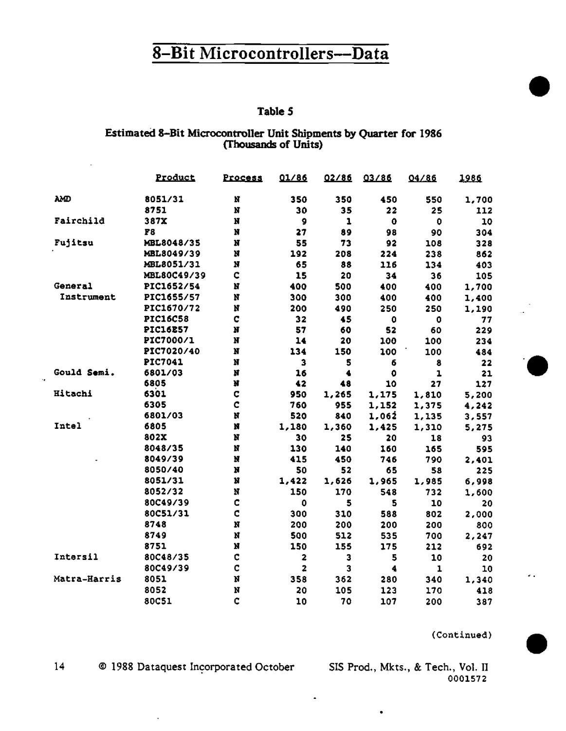# 8-Bit Microcontrollers—Data

**Table 5**

**Estimated 8-Bit Microcontroller Unit Shipments by Quarter for 1986 (Thousands of Units)**

| | Product | Process | Q1/86 | Q2/86 | Q3/86 | Q4/86 | 1986 |
|---|---|---|---|---|---|---|---|
| AMD | 8051/31 | N | 350 | 350 | 450 | 550 | 1,700 |
| | 8751 | N | 30 | 35 | 22 | 25 | 112 |
| Fairchild | 387X | N | 9 | 1 | 0 | 0 | 10 |
| | F8 | N | 27 | 89 | 98 | 90 | 304 |
| Fujitsu | MBL8048/35 | N | 55 | 73 | 92 | 108 | 328 |
| | MBL8049/39 | N | 192 | 208 | 224 | 238 | 862 |
| | MBL8051/31 | N | 65 | 88 | 116 | 134 | 403 |
| | MBL80C49/39 | C | 15 | 20 | 34 | 36 | 105 |
| General Instrument | PIC1652/54 | N | 400 | 500 | 400 | 400 | 1,700 |
| | PIC1655/57 | N | 300 | 300 | 400 | 400 | 1,400 |
| | PIC1670/72 | N | 200 | 490 | 250 | 250 | 1,190 |
| | PIC16C58 | C | 32 | 45 | 0 | 0 | 77 |
| | PIC16E57 | N | 57 | 60 | 52 | 60 | 229 |
| | PIC7000/1 | N | 14 | 20 | 100 | 100 | 234 |
| | PIC7020/40 | N | 134 | 150 | 100 | 100 | 484 |
| | PIC7041 | N | 3 | 5 | 6 | 8 | 22 |
| Gould Semi. | 6801/03 | N | 16 | 4 | 0 | 1 | 21 |
| | 6805 | N | 42 | 48 | 10 | 27 | 127 |
| Hitachi | 6301 | C | 950 | 1,265 | 1,175 | 1,810 | 5,200 |
| | 6305 | C | 760 | 955 | 1,152 | 1,375 | 4,242 |
| | 6801/03 | N | 520 | 840 | 1,062 | 1,135 | 3,557 |
| Intel | 6805 | N | 1,180 | 1,360 | 1,425 | 1,310 | 5,275 |
| | 802X | N | 30 | 25 | 20 | 18 | 93 |
| | 8048/35 | N | 130 | 140 | 160 | 165 | 595 |
| | 8049/39 | N | 415 | 450 | 746 | 790 | 2,401 |
| | 8050/40 | N | 50 | 52 | 65 | 58 | 225 |
| | 8051/31 | N | 1,422 | 1,626 | 1,965 | 1,985 | 6,998 |
| | 8052/32 | N | 150 | 170 | 548 | 732 | 1,600 |
| | 80C49/39 | C | 0 | 5 | 5 | 10 | 20 |
| | 80C51/31 | C | 300 | 310 | 588 | 802 | 2,000 |
| | 8748 | N | 200 | 200 | 200 | 200 | 800 |
| | 8749 | N | 500 | 512 | 535 | 700 | 2,247 |
| | 8751 | N | 150 | 155 | 175 | 212 | 692 |
| Intersil | 80C48/35 | C | 2 | 3 | 5 | 10 | 20 |
| | 80C49/39 | C | 2 | 3 | 4 | 1 | 10 |
| Matra-Harris | 8051 | N | 358 | 362 | 280 | 340 | 1,340 |
| | 8052 | N | 20 | 105 | 123 | 170 | 418 |
| | 80C51 | C | 10 | 70 | 107 | 200 | 387 |

(Continued)

© 1988 Dataquest Incorporated October — SIS Prod., Mkts., & Tech., Vol. II
0001572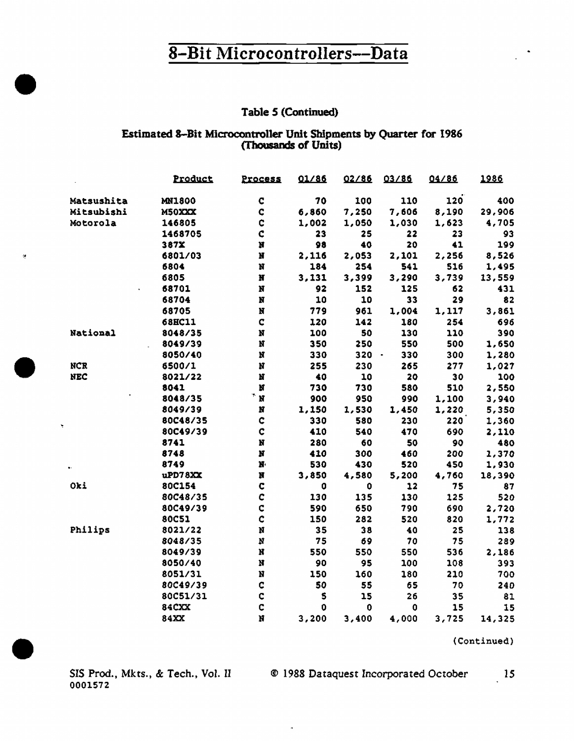# 8-Bit Microcontrollers—Data

**Table 5 (Continued)**

**Estimated 8-Bit Microcontroller Unit Shipments by Quarter for 1986**
**(Thousands of Units)**

| | Product | Process | Q1/86 | Q2/86 | Q3/86 | Q4/86 | 1986 |
|---|---|---|---|---|---|---|---|
| Matsushita | MN1800 | C | 70 | 100 | 110 | 120 | 400 |
| Mitsubishi | M50XXX | C | 6,860 | 7,250 | 7,606 | 8,190 | 29,906 |
| Motorola | 146805 | C | 1,002 | 1,050 | 1,030 | 1,623 | 4,705 |
| | 1468705 | C | 23 | 25 | 22 | 23 | 93 |
| | 387X | N | 98 | 40 | 20 | 41 | 199 |
| | 6801/03 | N | 2,116 | 2,053 | 2,101 | 2,256 | 8,526 |
| | 6804 | N | 184 | 254 | 541 | 516 | 1,495 |
| | 6805 | N | 3,131 | 3,399 | 3,290 | 3,739 | 13,559 |
| | 68701 | N | 92 | 152 | 125 | 62 | 431 |
| | 68704 | N | 10 | 10 | 33 | 29 | 82 |
| | 68705 | N | 779 | 961 | 1,004 | 1,117 | 3,861 |
| | 68HC11 | C | 120 | 142 | 180 | 254 | 696 |
| National | 8048/35 | N | 100 | 50 | 130 | 110 | 390 |
| | 8049/39 | N | 350 | 250 | 550 | 500 | 1,650 |
| | 8050/40 | N | 330 | 320 | 330 | 300 | 1,280 |
| NCR | 6500/1 | N | 255 | 230 | 265 | 277 | 1,027 |
| NEC | 8021/22 | N | 40 | 10 | 20 | 30 | 100 |
| | 8041 | N | 730 | 730 | 580 | 510 | 2,550 |
| | 8048/35 | N | 900 | 950 | 990 | 1,100 | 3,940 |
| | 8049/39 | N | 1,150 | 1,530 | 1,450 | 1,220 | 5,350 |
| | 80C48/35 | C | 330 | 580 | 230 | 220 | 1,360 |
| | 80C49/39 | C | 410 | 540 | 470 | 690 | 2,110 |
| | 8741 | N | 280 | 60 | 50 | 90 | 480 |
| | 8748 | N | 410 | 300 | 460 | 200 | 1,370 |
| | 8749 | N | 530 | 430 | 520 | 450 | 1,930 |
| | uPD78XX | N | 3,850 | 4,580 | 5,200 | 4,760 | 18,390 |
| Oki | 80C154 | C | 0 | 0 | 12 | 75 | 87 |
| | 80C48/35 | C | 130 | 135 | 130 | 125 | 520 |
| | 80C49/39 | C | 590 | 650 | 790 | 690 | 2,720 |
| | 80C51 | C | 150 | 282 | 520 | 820 | 1,772 |
| Philips | 8021/22 | N | 35 | 38 | 40 | 25 | 138 |
| | 8048/35 | N | 75 | 69 | 70 | 75 | 289 |
| | 8049/39 | N | 550 | 550 | 550 | 536 | 2,186 |
| | 8050/40 | N | 90 | 95 | 100 | 108 | 393 |
| | 8051/31 | N | 150 | 160 | 180 | 210 | 700 |
| | 80C49/39 | C | 50 | 55 | 65 | 70 | 240 |
| | 80C51/31 | C | 5 | 15 | 26 | 35 | 81 |
| | 84CXX | C | 0 | 0 | 0 | 15 | 15 |
| | 84XX | N | 3,200 | 3,400 | 4,000 | 3,725 | 14,325 |

(Continued)

SIS Prod., Mkts., & Tech., Vol. II
0001572

© 1988 Dataquest Incorporated October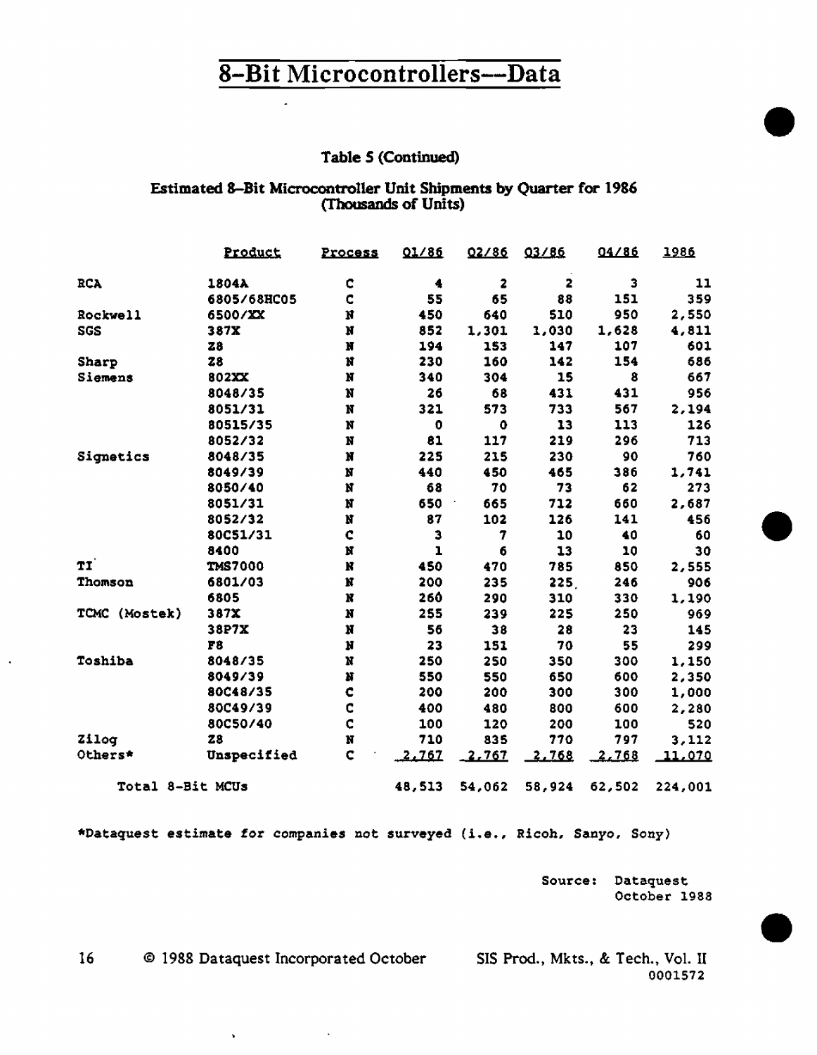# 8-Bit Microcontrollers—Data

### Table 5 (Continued)

### Estimated 8-Bit Microcontroller Unit Shipments by Quarter for 1986 (Thousands of Units)

| | Product | Process | Q1/86 | Q2/86 | Q3/86 | Q4/86 | 1986 |
|---|---|---|---|---|---|---|---|
| RCA | 1804A | C | 4 | 2 | 2 | 3 | 11 |
| | 6805/68HC05 | C | 55 | 65 | 88 | 151 | 359 |
| Rockwell | 6500/XX | N | 450 | 640 | 510 | 950 | 2,550 |
| SGS | 387X | N | 852 | 1,301 | 1,030 | 1,628 | 4,811 |
| | Z8 | N | 194 | 153 | 147 | 107 | 601 |
| Sharp | Z8 | N | 230 | 160 | 142 | 154 | 686 |
| Siemens | 802XX | N | 340 | 304 | 15 | 8 | 667 |
| | 8048/35 | N | 26 | 68 | 431 | 431 | 956 |
| | 8051/31 | N | 321 | 573 | 733 | 567 | 2,194 |
| | 80515/35 | N | 0 | 0 | 13 | 113 | 126 |
| | 8052/32 | N | 81 | 117 | 219 | 296 | 713 |
| Signetics | 8048/35 | N | 225 | 215 | 230 | 90 | 760 |
| | 8049/39 | N | 440 | 450 | 465 | 386 | 1,741 |
| | 8050/40 | N | 68 | 70 | 73 | 62 | 273 |
| | 8051/31 | N | 650 | 665 | 712 | 660 | 2,687 |
| | 8052/32 | N | 87 | 102 | 126 | 141 | 456 |
| | 80C51/31 | C | 3 | 7 | 10 | 40 | 60 |
| | 8400 | N | 1 | 6 | 13 | 10 | 30 |
| TI | TMS7000 | N | 450 | 470 | 785 | 850 | 2,555 |
| Thomson | 6801/03 | N | 200 | 235 | 225 | 246 | 906 |
| | 6805 | N | 260 | 290 | 310 | 330 | 1,190 |
| TCMC (Mostek) | 387X | N | 255 | 239 | 225 | 250 | 969 |
| | 38P7X | N | 56 | 38 | 28 | 23 | 145 |
| | F8 | N | 23 | 151 | 70 | 55 | 299 |
| Toshiba | 8048/35 | N | 250 | 250 | 350 | 300 | 1,150 |
| | 8049/39 | N | 550 | 550 | 650 | 600 | 2,350 |
| | 80C48/35 | C | 200 | 200 | 300 | 300 | 1,000 |
| | 80C49/39 | C | 400 | 480 | 800 | 600 | 2,280 |
| | 80C50/40 | C | 100 | 120 | 200 | 100 | 520 |
| Zilog | Z8 | N | 710 | 835 | 770 | 797 | 3,112 |
| Others* | Unspecified | C | 2,767 | 2,767 | 2,768 | 2,768 | 11,070 |
| Total 8-Bit MCUs | | | 48,513 | 54,062 | 58,924 | 62,502 | 224,001 |

*Dataquest estimate for companies not surveyed (i.e., Ricoh, Sanyo, Sony)

Source: Dataquest October 1988

© 1988 Dataquest Incorporated October SIS Prod., Mkts., & Tech., Vol. II
0001572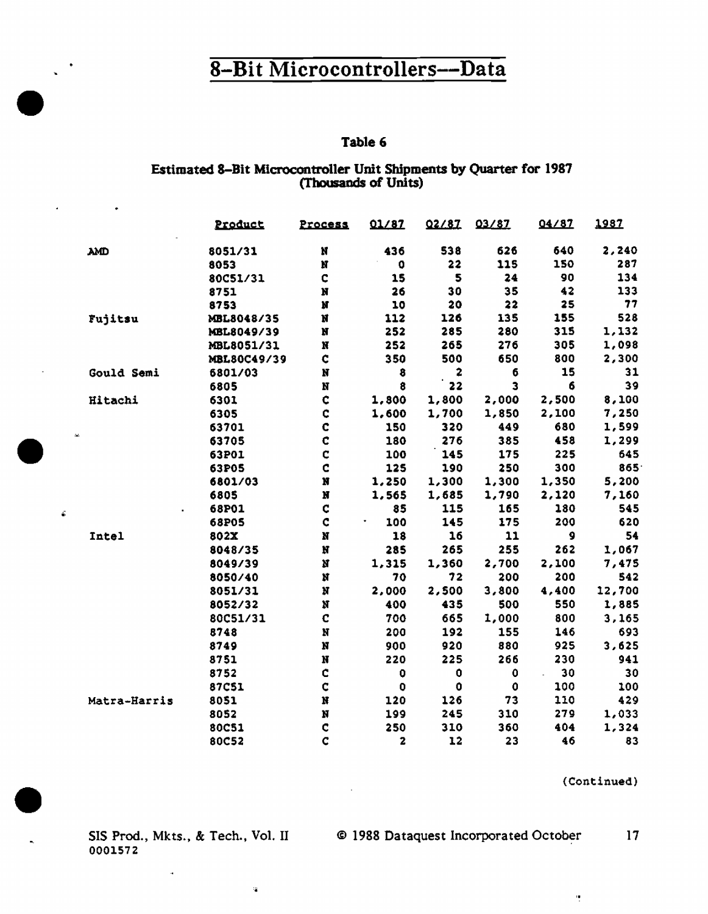# 8-Bit Microcontrollers—Data

### Table 6

#### Estimated 8-Bit Microcontroller Unit Shipments by Quarter for 1987 (Thousands of Units)

| | Product | Process | Q1/87 | Q2/87 | Q3/87 | Q4/87 | 1987 |
|---|---|---|---|---|---|---|---|
| AMD | 8051/31 | N | 436 | 538 | 626 | 640 | 2,240 |
| | 8053 | N | 0 | 22 | 115 | 150 | 287 |
| | 80C51/31 | C | 15 | 5 | 24 | 90 | 134 |
| | 8751 | N | 26 | 30 | 35 | 42 | 133 |
| | 8753 | N | 10 | 20 | 22 | 25 | 77 |
| Fujitsu | MBL8048/35 | N | 112 | 126 | 135 | 155 | 528 |
| | MBL8049/39 | N | 252 | 285 | 280 | 315 | 1,132 |
| | MBL8051/31 | N | 252 | 265 | 276 | 305 | 1,098 |
| | MBL80C49/39 | C | 350 | 500 | 650 | 800 | 2,300 |
| Gould Semi | 6801/03 | N | 8 | 2 | 6 | 15 | 31 |
| | 6805 | N | 8 | 22 | 3 | 6 | 39 |
| Hitachi | 6301 | C | 1,800 | 1,800 | 2,000 | 2,500 | 8,100 |
| | 6305 | C | 1,600 | 1,700 | 1,850 | 2,100 | 7,250 |
| | 63701 | C | 150 | 320 | 449 | 680 | 1,599 |
| | 63705 | C | 180 | 276 | 385 | 458 | 1,299 |
| | 63P01 | C | 100 | 145 | 175 | 225 | 645 |
| | 63P05 | C | 125 | 190 | 250 | 300 | 865 |
| | 6801/03 | N | 1,250 | 1,300 | 1,300 | 1,350 | 5,200 |
| | 6805 | N | 1,565 | 1,685 | 1,790 | 2,120 | 7,160 |
| | 68P01 | C | 85 | 115 | 165 | 180 | 545 |
| | 68P05 | C | 100 | 145 | 175 | 200 | 620 |
| Intel | 802X | N | 18 | 16 | 11 | 9 | 54 |
| | 8048/35 | N | 285 | 265 | 255 | 262 | 1,067 |
| | 8049/39 | N | 1,315 | 1,360 | 2,700 | 2,100 | 7,475 |
| | 8050/40 | N | 70 | 72 | 200 | 200 | 542 |
| | 8051/31 | N | 2,000 | 2,500 | 3,800 | 4,400 | 12,700 |
| | 8052/32 | N | 400 | 435 | 500 | 550 | 1,885 |
| | 80C51/31 | C | 700 | 665 | 1,000 | 800 | 3,165 |
| | 8748 | N | 200 | 192 | 155 | 146 | 693 |
| | 8749 | N | 900 | 920 | 880 | 925 | 3,625 |
| | 8751 | N | 220 | 225 | 266 | 230 | 941 |
| | 8752 | C | 0 | 0 | 0 | 30 | 30 |
| | 87C51 | C | 0 | 0 | 0 | 100 | 100 |
| Matra-Harris | 8051 | N | 120 | 126 | 73 | 110 | 429 |
| | 8052 | N | 199 | 245 | 310 | 279 | 1,033 |
| | 80C51 | C | 250 | 310 | 360 | 404 | 1,324 |
| | 80C52 | C | 2 | 12 | 23 | 46 | 83 |

(Continued)

SIS Prod., Mkts., & Tech., Vol. II
0001572

© 1988 Dataquest Incorporated October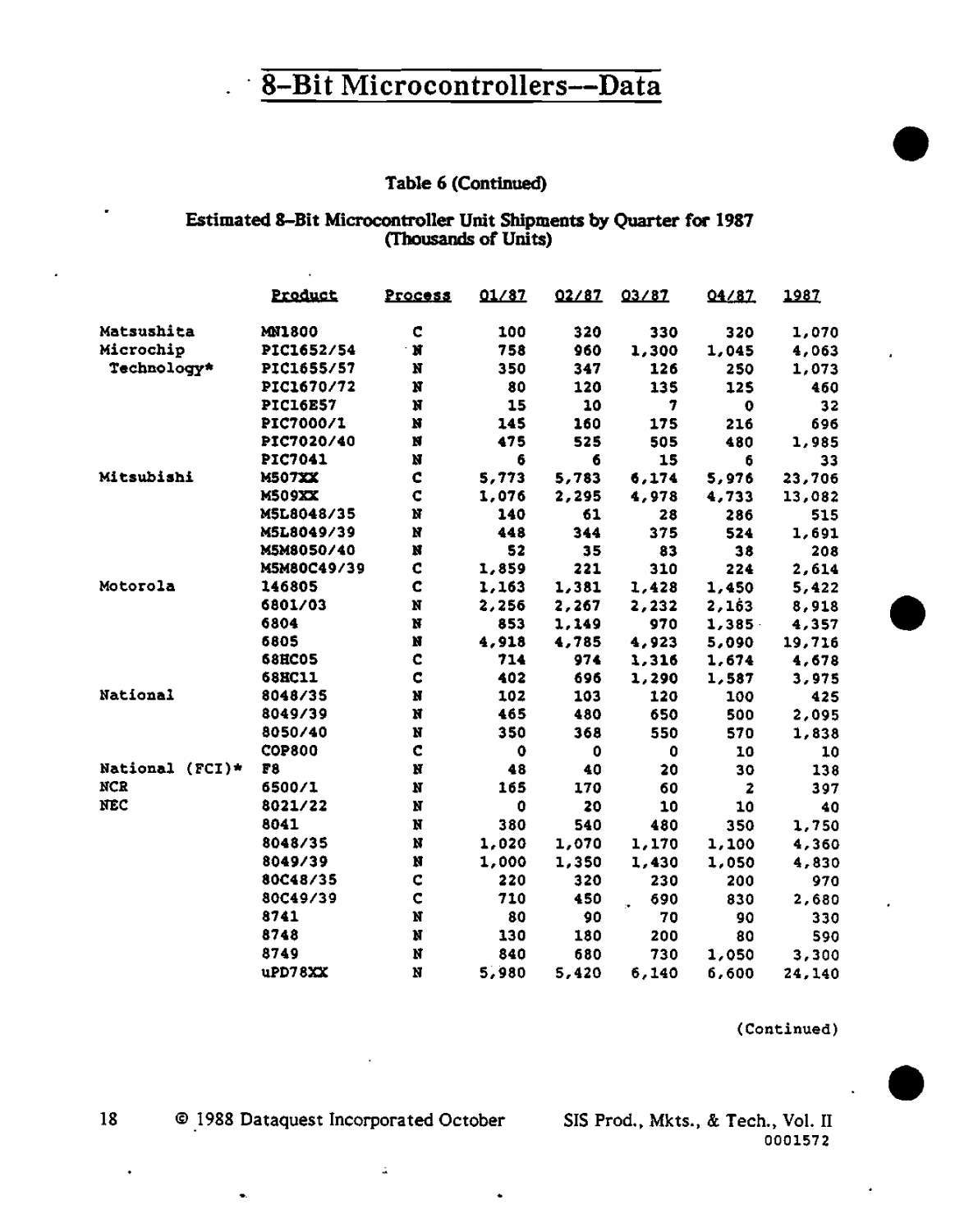# 8-Bit Microcontrollers--Data

### Table 6 (Continued)

### Estimated 8-Bit Microcontroller Unit Shipments by Quarter for 1987 (Thousands of Units)

| | Product | Process | Q1/87 | Q2/87 | Q3/87 | Q4/87 | 1987 |
|---|---|---|---|---|---|---|---|
| Matsushita | MN1800 | C | 100 | 320 | 330 | 320 | 1,070 |
| Microchip Technology* | PIC1652/54 | N | 758 | 960 | 1,300 | 1,045 | 4,063 |
| | PIC1655/57 | N | 350 | 347 | 126 | 250 | 1,073 |
| | PIC1670/72 | N | 80 | 120 | 135 | 125 | 460 |
| | PIC16E57 | N | 15 | 10 | 7 | 0 | 32 |
| | PIC7000/1 | N | 145 | 160 | 175 | 216 | 696 |
| | PIC7020/40 | N | 475 | 525 | 505 | 480 | 1,985 |
| | PIC7041 | N | 6 | 6 | 15 | 6 | 33 |
| Mitsubishi | M507XX | C | 5,773 | 5,783 | 6,174 | 5,976 | 23,706 |
| | M509XX | C | 1,076 | 2,295 | 4,978 | 4,733 | 13,082 |
| | M5L8048/35 | N | 140 | 61 | 28 | 286 | 515 |
| | M5L8049/39 | N | 448 | 344 | 375 | 524 | 1,691 |
| | M5M8050/40 | N | 52 | 35 | 83 | 38 | 208 |
| | M5M80C49/39 | C | 1,859 | 221 | 310 | 224 | 2,614 |
| Motorola | 146805 | C | 1,163 | 1,381 | 1,428 | 1,450 | 5,422 |
| | 6801/03 | N | 2,256 | 2,267 | 2,232 | 2,163 | 8,918 |
| | 6804 | N | 853 | 1,149 | 970 | 1,385 | 4,357 |
| | 6805 | N | 4,918 | 4,785 | 4,923 | 5,090 | 19,716 |
| | 68HC05 | C | 714 | 974 | 1,316 | 1,674 | 4,678 |
| | 68HC11 | C | 402 | 696 | 1,290 | 1,587 | 3,975 |
| National | 8048/35 | N | 102 | 103 | 120 | 100 | 425 |
| | 8049/39 | N | 465 | 480 | 650 | 500 | 2,095 |
| | 8050/40 | N | 350 | 368 | 550 | 570 | 1,838 |
| | COP800 | C | 0 | 0 | 0 | 10 | 10 |
| National (FCI)* | F8 | N | 48 | 40 | 20 | 30 | 138 |
| NCR | 6500/1 | N | 165 | 170 | 60 | 2 | 397 |
| NEC | 8021/22 | N | 0 | 20 | 10 | 10 | 40 |
| | 8041 | N | 380 | 540 | 480 | 350 | 1,750 |
| | 8048/35 | N | 1,020 | 1,070 | 1,170 | 1,100 | 4,360 |
| | 8049/39 | N | 1,000 | 1,350 | 1,430 | 1,050 | 4,830 |
| | 80C48/35 | C | 220 | 320 | 230 | 200 | 970 |
| | 80C49/39 | C | 710 | 450 | 690 | 830 | 2,680 |
| | 8741 | N | 80 | 90 | 70 | 90 | 330 |
| | 8748 | N | 130 | 180 | 200 | 80 | 590 |
| | 8749 | N | 840 | 680 | 730 | 1,050 | 3,300 |
| | uPD78XX | N | 5,980 | 5,420 | 6,140 | 6,600 | 24,140 |

(Continued)

© 1988 Dataquest Incorporated October SIS Prod., Mkts., & Tech., Vol. II
0001572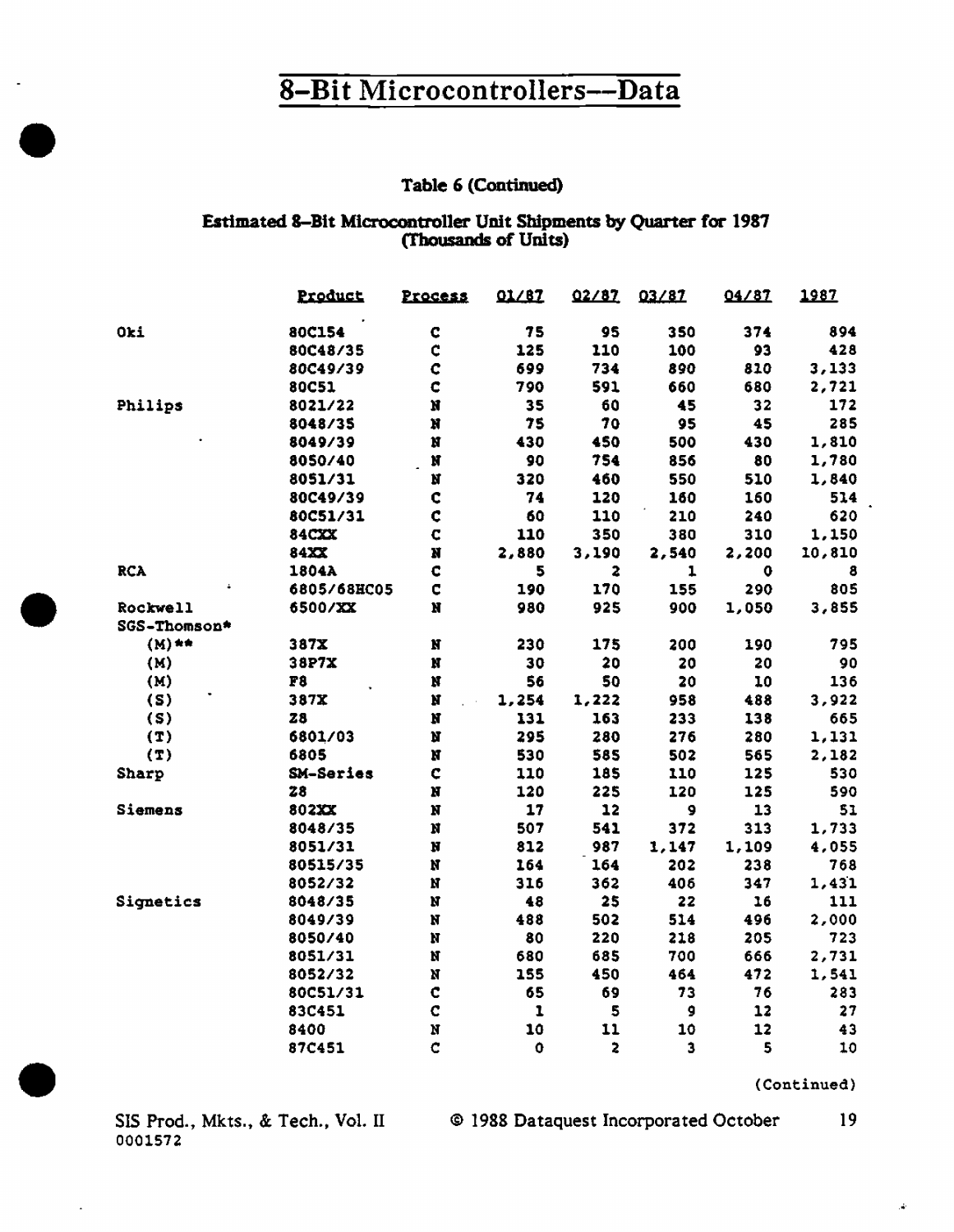# 8-Bit Microcontrollers—Data

**Table 6 (Continued)**

**Estimated 8-Bit Microcontroller Unit Shipments by Quarter for 1987 (Thousands of Units)**

| | Product | Process | Q1/87 | Q2/87 | Q3/87 | Q4/87 | 1987 |
|---|---|---|---|---|---|---|---|
| Oki | 80C154 | C | 75 | 95 | 350 | 374 | 894 |
| | 80C48/35 | C | 125 | 110 | 100 | 93 | 428 |
| | 80C49/39 | C | 699 | 734 | 890 | 810 | 3,133 |
| | 80C51 | C | 790 | 591 | 660 | 680 | 2,721 |
| Philips | 8021/22 | N | 35 | 60 | 45 | 32 | 172 |
| | 8048/35 | N | 75 | 70 | 95 | 45 | 285 |
| | 8049/39 | N | 430 | 450 | 500 | 430 | 1,810 |
| | 8050/40 | N | 90 | 754 | 856 | 80 | 1,780 |
| | 8051/31 | N | 320 | 460 | 550 | 510 | 1,840 |
| | 80C49/39 | C | 74 | 120 | 160 | 160 | 514 |
| | 80C51/31 | C | 60 | 110 | 210 | 240 | 620 |
| | 84CXX | C | 110 | 350 | 380 | 310 | 1,150 |
| | 84XX | N | 2,880 | 3,190 | 2,540 | 2,200 | 10,810 |
| RCA | 1804A | C | 5 | 2 | 1 | 0 | 8 |
| | 6805/68HC05 | C | 190 | 170 | 155 | 290 | 805 |
| Rockwell | 6500/XX | N | 980 | 925 | 900 | 1,050 | 3,855 |
| SGS-Thomson* | | | | | | | |
| (M)** | 387X | N | 230 | 175 | 200 | 190 | 795 |
| (M) | 38P7X | N | 30 | 20 | 20 | 20 | 90 |
| (M) | F8 | N | 56 | 50 | 20 | 10 | 136 |
| (S) | 387X | N | 1,254 | 1,222 | 958 | 488 | 3,922 |
| (S) | Z8 | N | 131 | 163 | 233 | 138 | 665 |
| (T) | 6801/03 | N | 295 | 280 | 276 | 280 | 1,131 |
| (T) | 6805 | N | 530 | 585 | 502 | 565 | 2,182 |
| Sharp | SM-Series | C | 110 | 185 | 110 | 125 | 530 |
| | Z8 | N | 120 | 225 | 120 | 125 | 590 |
| Siemens | 802XX | N | 17 | 12 | 9 | 13 | 51 |
| | 8048/35 | N | 507 | 541 | 372 | 313 | 1,733 |
| | 8051/31 | N | 812 | 987 | 1,147 | 1,109 | 4,055 |
| | 80515/35 | N | 164 | 164 | 202 | 238 | 768 |
| | 8052/32 | N | 316 | 362 | 406 | 347 | 1,431 |
| Signetics | 8048/35 | N | 48 | 25 | 22 | 16 | 111 |
| | 8049/39 | N | 488 | 502 | 514 | 496 | 2,000 |
| | 8050/40 | N | 80 | 220 | 218 | 205 | 723 |
| | 8051/31 | N | 680 | 685 | 700 | 666 | 2,731 |
| | 8052/32 | N | 155 | 450 | 464 | 472 | 1,541 |
| | 80C51/31 | C | 65 | 69 | 73 | 76 | 283 |
| | 83C451 | C | 1 | 5 | 9 | 12 | 27 |
| | 8400 | N | 10 | 11 | 10 | 12 | 43 |
| | 87C451 | C | 0 | 2 | 3 | 5 | 10 |

(Continued)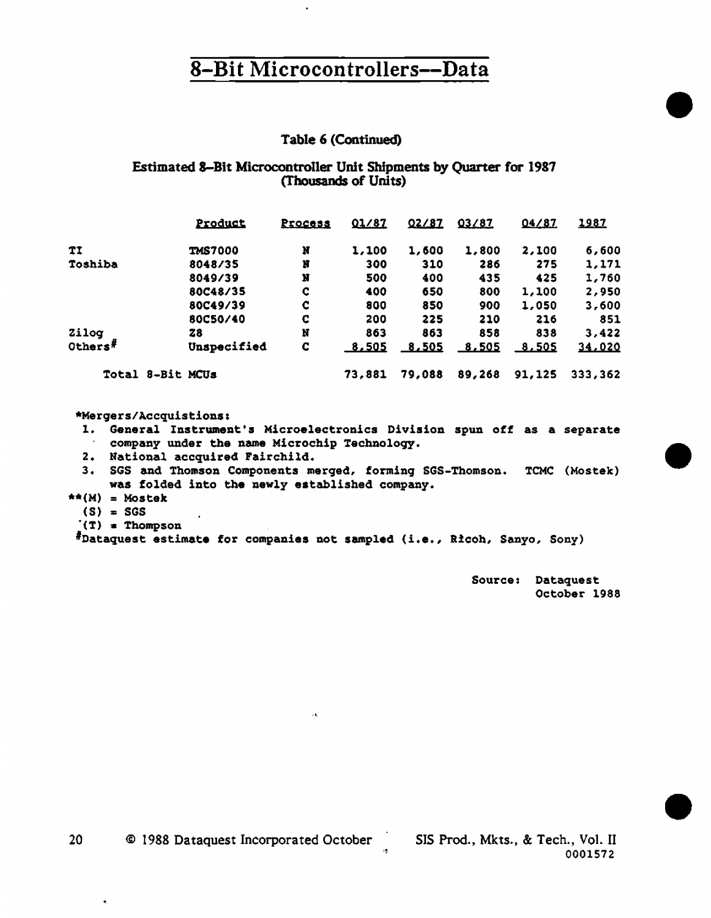# 8-Bit Microcontrollers--Data

### Table 6 (Continued)

### Estimated 8-Bit Microcontroller Unit Shipments by Quarter for 1987 (Thousands of Units)

| | Product | Process | Q1/87 | Q2/87 | Q3/87 | Q4/87 | 1987 |
|---|---|---|---|---|---|---|---|
| TI | TMS7000 | N | 1,100 | 1,600 | 1,800 | 2,100 | 6,600 |
| Toshiba | 8048/35 | N | 300 | 310 | 286 | 275 | 1,171 |
| | 8049/39 | N | 500 | 400 | 435 | 425 | 1,760 |
| | 80C48/35 | C | 400 | 650 | 800 | 1,100 | 2,950 |
| | 80C49/39 | C | 800 | 850 | 900 | 1,050 | 3,600 |
| | 80C50/40 | C | 200 | 225 | 210 | 216 | 851 |
| Zilog | Z8 | N | 863 | 863 | 858 | 838 | 3,422 |
| Others# | Unspecified | C | 8,505 | 8,505 | 8,505 | 8,505 | 34,020 |
| Total 8-Bit MCUs | | | 73,881 | 79,088 | 89,268 | 91,125 | 333,362 |

*Mergers/Accquistions:

1. General Instrument's Microelectronics Division spun off as a separate company under the name Microchip Technology.
2. National accquired Fairchild.
3. SGS and Thomson Components merged, forming SGS-Thomson. TCMC (Mostek) was folded into the newly established company.

**(M) = Mostek
(S) = SGS
(T) = Thompson

#Dataquest estimate for companies not sampled (i.e., Ricoh, Sanyo, Sony)

Source: Dataquest
October 1988

© 1988 Dataquest Incorporated October

SIS Prod., Mkts., & Tech., Vol. II
0001572